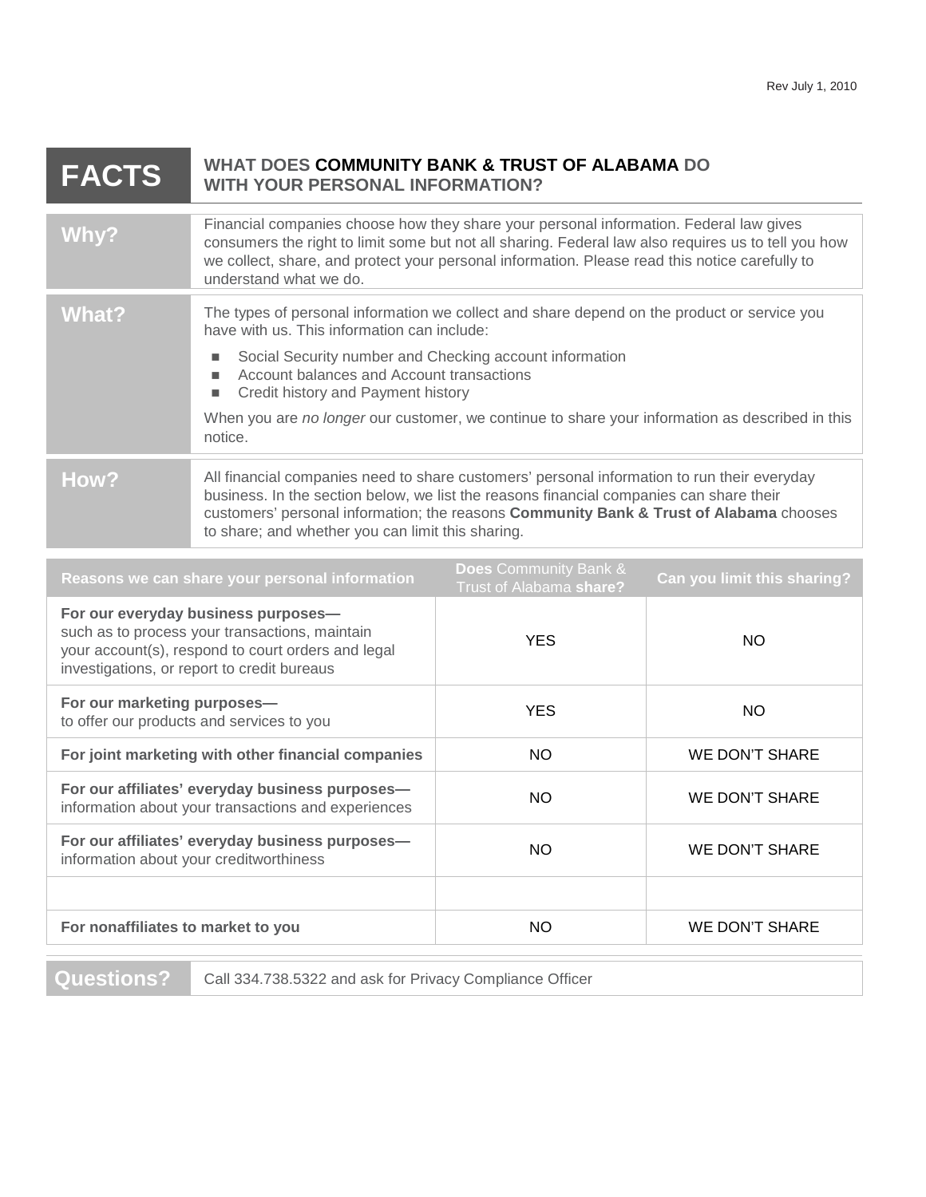Rev July 1, 2010

# FACTS

## WHAT DOES COMMUNITY BANK & TRUST OF ALABAMA DO WITH YOUR PERSONAL INFORMATION?

**Why?**

Financial companies choose how they share your personal information. Federal law gives consumers the right to limit some but not all sharing. Federal law also requires us to tell you how we collect, share, and protect your personal information. Please read this notice carefully to understand what we do.

**What?**

The types of personal information we collect and share depend on the product or service you have with us. This information can include:

- Social Security number and Checking account information
- Account balances and Account transactions
- Credit history and Payment history

When you are *no longer* our customer, we continue to share your information as described in this notice.

**How?**

All financial companies need to share customers' personal information to run their everyday business. In the section below, we list the reasons financial companies can share their customers' personal information; the reasons **Community Bank & Trust of Alabama** chooses to share; and whether you can limit this sharing.

| Reasons we can share your personal information | Does Community Bank & Trust of Alabama share? | Can you limit this sharing? |
|---|---|---|
| **For our everyday business purposes—** such as to process your transactions, maintain your account(s), respond to court orders and legal investigations, or report to credit bureaus | YES | NO |
| **For our marketing purposes—** to offer our products and services to you | YES | NO |
| **For joint marketing with other financial companies** | NO | WE DON'T SHARE |
| **For our affiliates' everyday business purposes—** information about your transactions and experiences | NO | WE DON'T SHARE |
| **For our affiliates' everyday business purposes—** information about your creditworthiness | NO | WE DON'T SHARE |
| | | |
| **For nonaffiliates to market to you** | NO | WE DON'T SHARE |

**Questions?**

Call 334.738.5322 and ask for Privacy Compliance Officer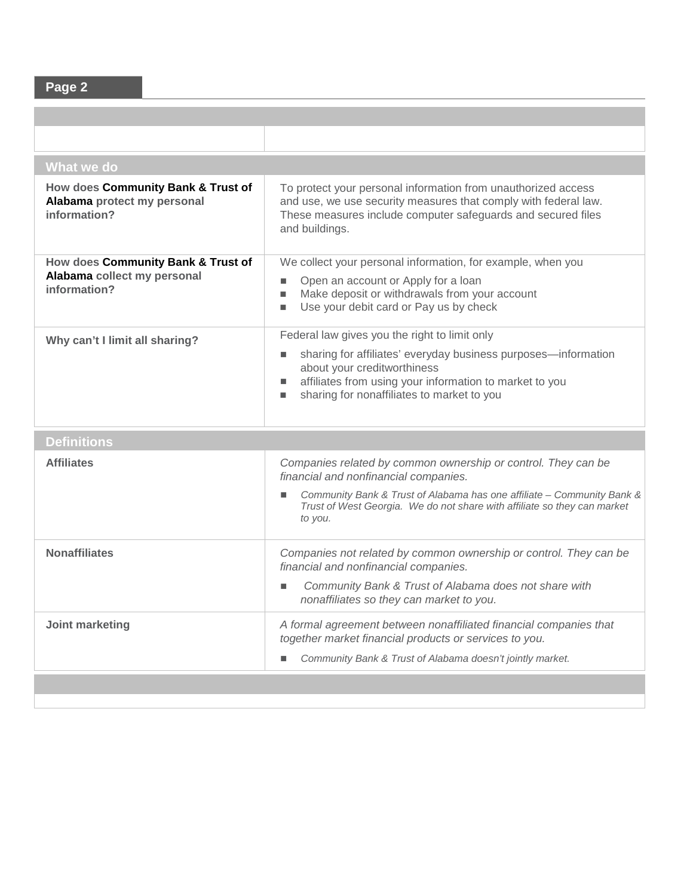| What we do | |
|---|---|
| **How does Community Bank & Trust of Alabama protect my personal information?** | To protect your personal information from unauthorized access and use, we use security measures that comply with federal law. These measures include computer safeguards and secured files and buildings. |
| **How does Community Bank & Trust of Alabama collect my personal information?** | We collect your personal information, for example, when you<br>■ Open an account or Apply for a loan<br>■ Make deposit or withdrawals from your account<br>■ Use your debit card or Pay us by check |
| **Why can't I limit all sharing?** | Federal law gives you the right to limit only<br>■ sharing for affiliates' everyday business purposes—information about your creditworthiness<br>■ affiliates from using your information to market to you<br>■ sharing for nonaffiliates to market to you |

| Definitions | |
|---|---|
| **Affiliates** | *Companies related by common ownership or control. They can be financial and nonfinancial companies.*<br>■ *Community Bank & Trust of Alabama has one affiliate – Community Bank & Trust of West Georgia. We do not share with affiliate so they can market to you.* |
| **Nonaffiliates** | *Companies not related by common ownership or control. They can be financial and nonfinancial companies.*<br>■ *Community Bank & Trust of Alabama does not share with nonaffiliates so they can market to you.* |
| **Joint marketing** | *A formal agreement between nonaffiliated financial companies that together market financial products or services to you.*<br>■ *Community Bank & Trust of Alabama doesn't jointly market.* |